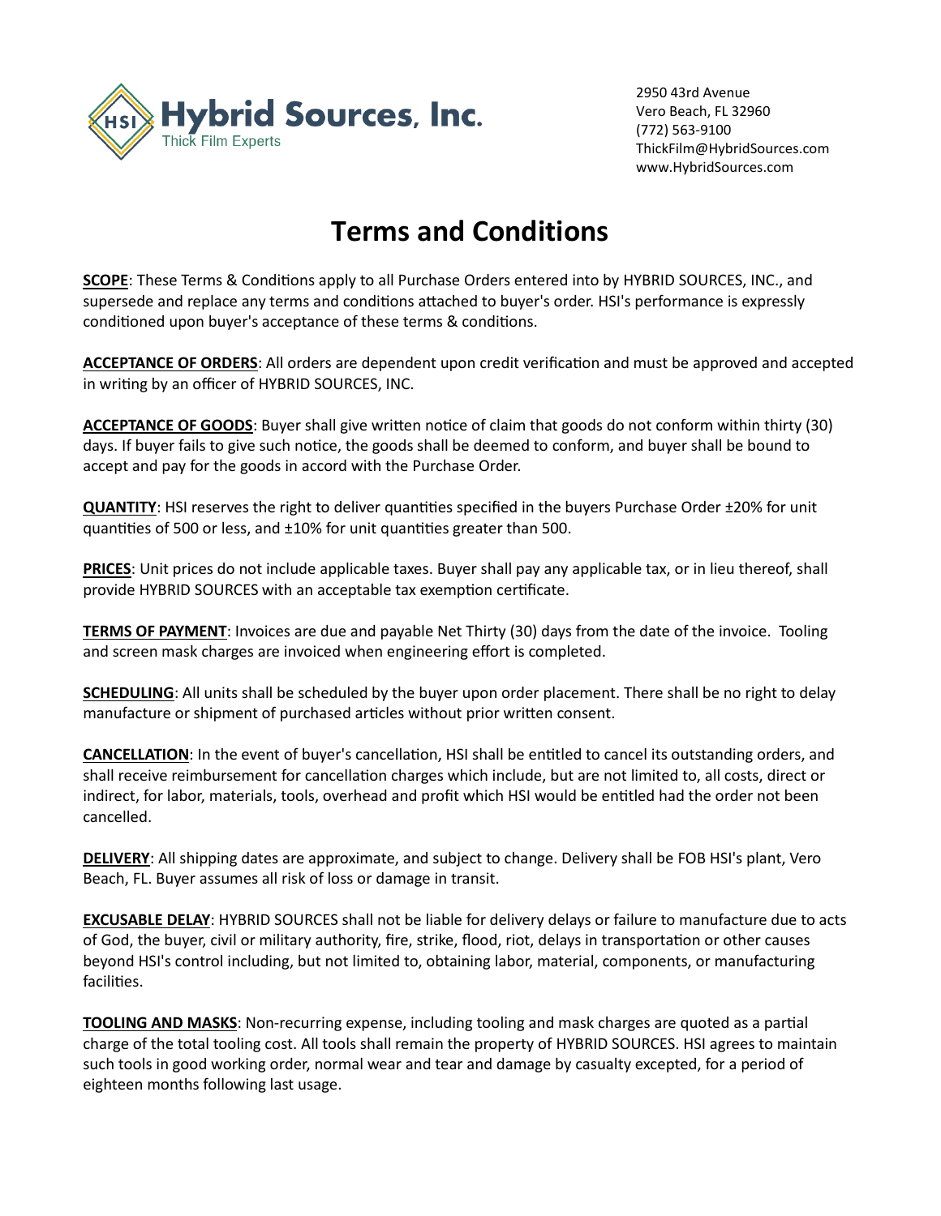**Hybrid Sources, Inc.**
Thick Film Experts

2950 43rd Avenue
Vero Beach, FL 32960
(772) 563-9100
ThickFilm@HybridSources.com
www.HybridSources.com

# Terms and Conditions

**SCOPE**: These Terms & Conditions apply to all Purchase Orders entered into by HYBRID SOURCES, INC., and supersede and replace any terms and conditions attached to buyer's order. HSI's performance is expressly conditioned upon buyer's acceptance of these terms & conditions.

**ACCEPTANCE OF ORDERS**: All orders are dependent upon credit verification and must be approved and accepted in writing by an officer of HYBRID SOURCES, INC.

**ACCEPTANCE OF GOODS**: Buyer shall give written notice of claim that goods do not conform within thirty (30) days. If buyer fails to give such notice, the goods shall be deemed to conform, and buyer shall be bound to accept and pay for the goods in accord with the Purchase Order.

**QUANTITY**: HSI reserves the right to deliver quantities specified in the buyers Purchase Order ±20% for unit quantities of 500 or less, and ±10% for unit quantities greater than 500.

**PRICES**: Unit prices do not include applicable taxes. Buyer shall pay any applicable tax, or in lieu thereof, shall provide HYBRID SOURCES with an acceptable tax exemption certificate.

**TERMS OF PAYMENT**: Invoices are due and payable Net Thirty (30) days from the date of the invoice. Tooling and screen mask charges are invoiced when engineering effort is completed.

**SCHEDULING**: All units shall be scheduled by the buyer upon order placement. There shall be no right to delay manufacture or shipment of purchased articles without prior written consent.

**CANCELLATION**: In the event of buyer's cancellation, HSI shall be entitled to cancel its outstanding orders, and shall receive reimbursement for cancellation charges which include, but are not limited to, all costs, direct or indirect, for labor, materials, tools, overhead and profit which HSI would be entitled had the order not been cancelled.

**DELIVERY**: All shipping dates are approximate, and subject to change. Delivery shall be FOB HSI's plant, Vero Beach, FL. Buyer assumes all risk of loss or damage in transit.

**EXCUSABLE DELAY**: HYBRID SOURCES shall not be liable for delivery delays or failure to manufacture due to acts of God, the buyer, civil or military authority, fire, strike, flood, riot, delays in transportation or other causes beyond HSI's control including, but not limited to, obtaining labor, material, components, or manufacturing facilities.

**TOOLING AND MASKS**: Non-recurring expense, including tooling and mask charges are quoted as a partial charge of the total tooling cost. All tools shall remain the property of HYBRID SOURCES. HSI agrees to maintain such tools in good working order, normal wear and tear and damage by casualty excepted, for a period of eighteen months following last usage.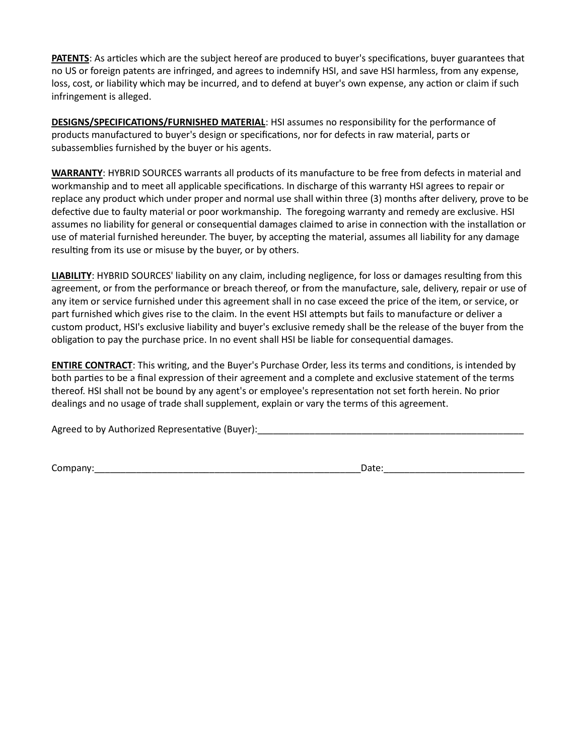**<u>PATENTS</u>**: As articles which are the subject hereof are produced to buyer's specifications, buyer guarantees that no US or foreign patents are infringed, and agrees to indemnify HSI, and save HSI harmless, from any expense, loss, cost, or liability which may be incurred, and to defend at buyer's own expense, any action or claim if such infringement is alleged.

**<u>DESIGNS/SPECIFICATIONS/FURNISHED MATERIAL</u>**: HSI assumes no responsibility for the performance of products manufactured to buyer's design or specifications, nor for defects in raw material, parts or subassemblies furnished by the buyer or his agents.

**<u>WARRANTY</u>**: HYBRID SOURCES warrants all products of its manufacture to be free from defects in material and workmanship and to meet all applicable specifications. In discharge of this warranty HSI agrees to repair or replace any product which under proper and normal use shall within three (3) months after delivery, prove to be defective due to faulty material or poor workmanship. The foregoing warranty and remedy are exclusive. HSI assumes no liability for general or consequential damages claimed to arise in connection with the installation or use of material furnished hereunder. The buyer, by accepting the material, assumes all liability for any damage resulting from its use or misuse by the buyer, or by others.

**<u>LIABILITY</u>**: HYBRID SOURCES' liability on any claim, including negligence, for loss or damages resulting from this agreement, or from the performance or breach thereof, or from the manufacture, sale, delivery, repair or use of any item or service furnished under this agreement shall in no case exceed the price of the item, or service, or part furnished which gives rise to the claim. In the event HSI attempts but fails to manufacture or deliver a custom product, HSI's exclusive liability and buyer's exclusive remedy shall be the release of the buyer from the obligation to pay the purchase price. In no event shall HSI be liable for consequential damages.

**<u>ENTIRE CONTRACT</u>**: This writing, and the Buyer's Purchase Order, less its terms and conditions, is intended by both parties to be a final expression of their agreement and a complete and exclusive statement of the terms thereof. HSI shall not be bound by any agent's or employee's representation not set forth herein. No prior dealings and no usage of trade shall supplement, explain or vary the terms of this agreement.

Agreed to by Authorized Representative (Buyer):______________________________________________________

Company:______________________________________________________Date:____________________________